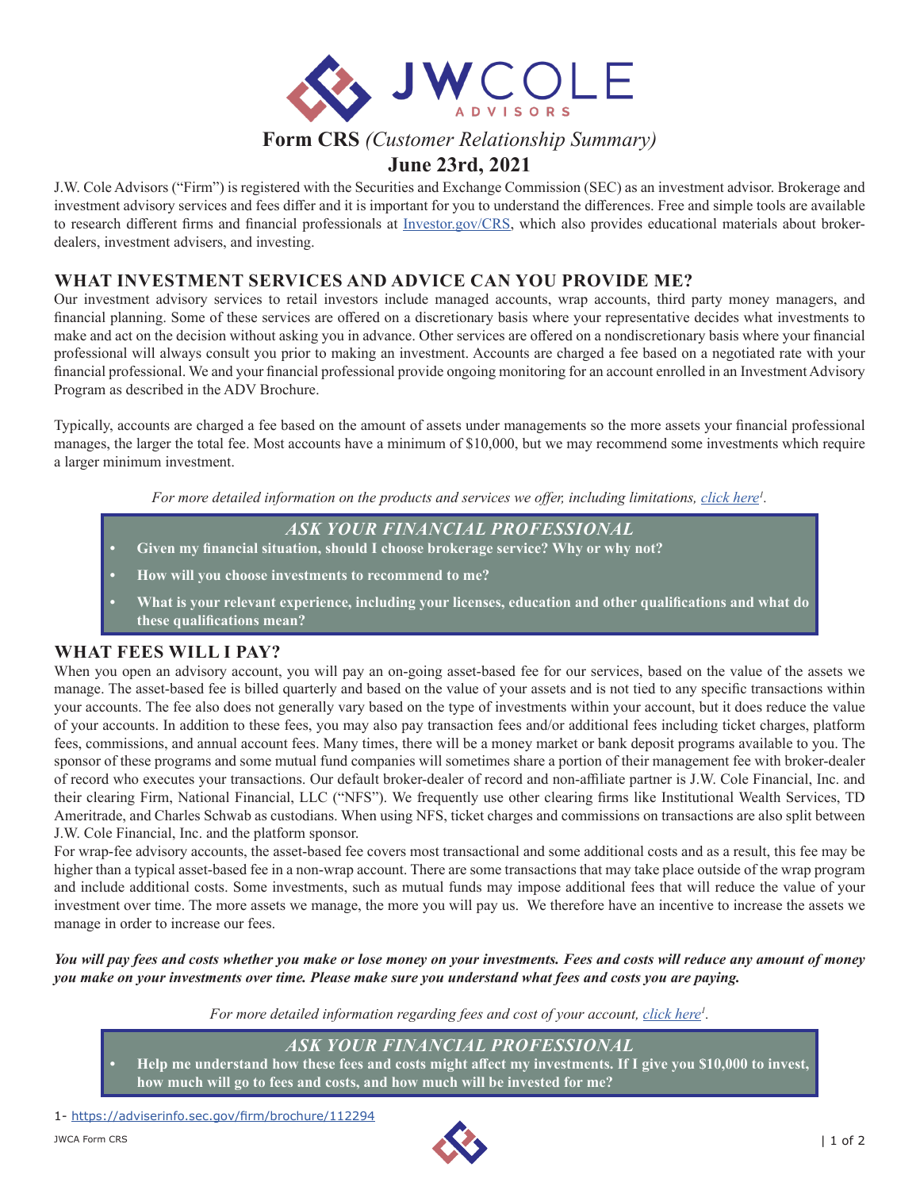# JWCOLE ADVISORS

## Form CRS *(Customer Relationship Summary)*

## June 23rd, 2021

J.W. Cole Advisors ("Firm") is registered with the Securities and Exchange Commission (SEC) as an investment advisor. Brokerage and investment advisory services and fees differ and it is important for you to understand the differences. Free and simple tools are available to research different firms and financial professionals at [Investor.gov/CRS](Investor.gov/CRS), which also provides educational materials about broker-dealers, investment advisers, and investing.

## WHAT INVESTMENT SERVICES AND ADVICE CAN YOU PROVIDE ME?

Our investment advisory services to retail investors include managed accounts, wrap accounts, third party money managers, and financial planning. Some of these services are offered on a discretionary basis where your representative decides what investments to make and act on the decision without asking you in advance. Other services are offered on a nondiscretionary basis where your financial professional will always consult you prior to making an investment. Accounts are charged a fee based on a negotiated rate with your financial professional. We and your financial professional provide ongoing monitoring for an account enrolled in an Investment Advisory Program as described in the ADV Brochure.

Typically, accounts are charged a fee based on the amount of assets under managements so the more assets your financial professional manages, the larger the total fee. Most accounts have a minimum of $10,000, but we may recommend some investments which require a larger minimum investment.

*For more detailed information on the products and services we offer, including limitations, click here[1].*

### *ASK YOUR FINANCIAL PROFESSIONAL*

- **Given my financial situation, should I choose brokerage service? Why or why not?**
- **How will you choose investments to recommend to me?**
- **What is your relevant experience, including your licenses, education and other qualifications and what do these qualifications mean?**

## WHAT FEES WILL I PAY?

When you open an advisory account, you will pay an on-going asset-based fee for our services, based on the value of the assets we manage. The asset-based fee is billed quarterly and based on the value of your assets and is not tied to any specific transactions within your accounts. The fee also does not generally vary based on the type of investments within your account, but it does reduce the value of your accounts. In addition to these fees, you may also pay transaction fees and/or additional fees including ticket charges, platform fees, commissions, and annual account fees. Many times, there will be a money market or bank deposit programs available to you. The sponsor of these programs and some mutual fund companies will sometimes share a portion of their management fee with broker-dealer of record who executes your transactions. Our default broker-dealer of record and non-affiliate partner is J.W. Cole Financial, Inc. and their clearing Firm, National Financial, LLC ("NFS"). We frequently use other clearing firms like Institutional Wealth Services, TD Ameritrade, and Charles Schwab as custodians. When using NFS, ticket charges and commissions on transactions are also split between J.W. Cole Financial, Inc. and the platform sponsor.

For wrap-fee advisory accounts, the asset-based fee covers most transactional and some additional costs and as a result, this fee may be higher than a typical asset-based fee in a non-wrap account. There are some transactions that may take place outside of the wrap program and include additional costs. Some investments, such as mutual funds may impose additional fees that will reduce the value of your investment over time. The more assets we manage, the more you will pay us. We therefore have an incentive to increase the assets we manage in order to increase our fees.

***You will pay fees and costs whether you make or lose money on your investments. Fees and costs will reduce any amount of money you make on your investments over time. Please make sure you understand what fees and costs you are paying.***

*For more detailed information regarding fees and cost of your account, click here[1].*

### *ASK YOUR FINANCIAL PROFESSIONAL*

- **Help me understand how these fees and costs might affect my investments. If I give you $10,000 to invest, how much will go to fees and costs, and how much will be invested for me?**

1- https://adviserinfo.sec.gov/firm/brochure/112294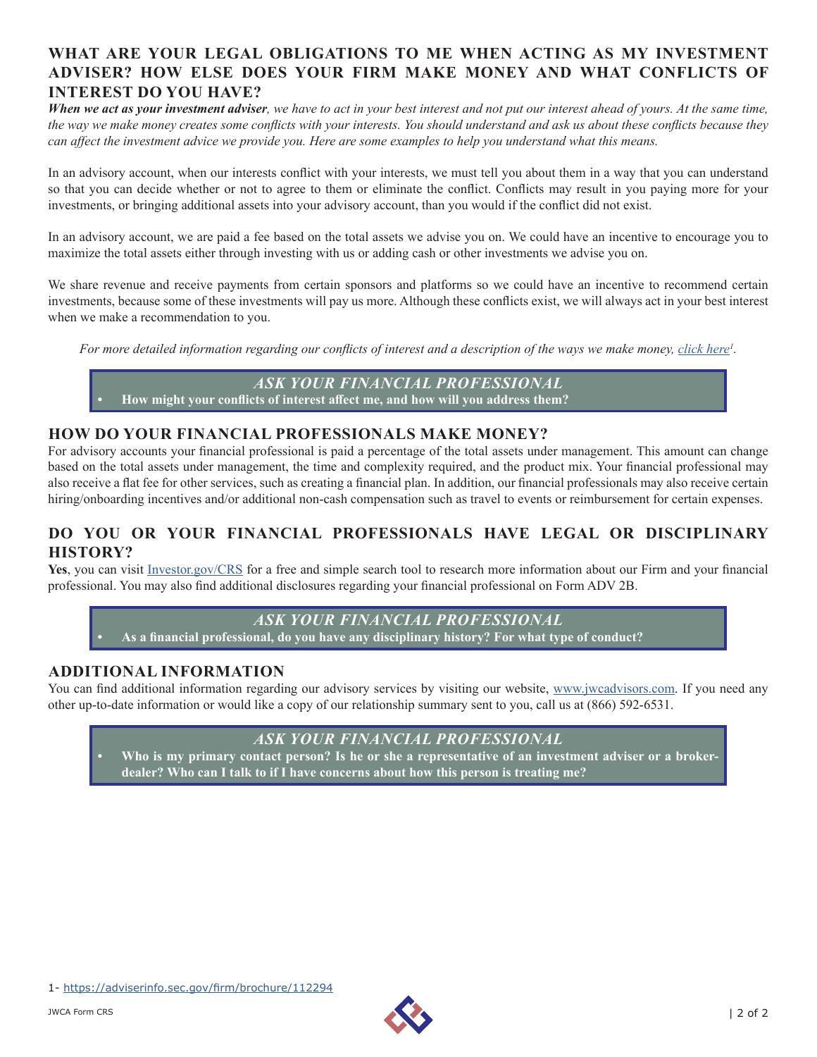## WHAT ARE YOUR LEGAL OBLIGATIONS TO ME WHEN ACTING AS MY INVESTMENT ADVISER? HOW ELSE DOES YOUR FIRM MAKE MONEY AND WHAT CONFLICTS OF INTEREST DO YOU HAVE?

***When we act as your investment adviser**, we have to act in your best interest and not put our interest ahead of yours. At the same time, the way we make money creates some conflicts with your interests. You should understand and ask us about these conflicts because they can affect the investment advice we provide you. Here are some examples to help you understand what this means.*

In an advisory account, when our interests conflict with your interests, we must tell you about them in a way that you can understand so that you can decide whether or not to agree to them or eliminate the conflict. Conflicts may result in you paying more for your investments, or bringing additional assets into your advisory account, than you would if the conflict did not exist.

In an advisory account, we are paid a fee based on the total assets we advise you on. We could have an incentive to encourage you to maximize the total assets either through investing with us or adding cash or other investments we advise you on.

We share revenue and receive payments from certain sponsors and platforms so we could have an incentive to recommend certain investments, because some of these investments will pay us more. Although these conflicts exist, we will always act in your best interest when we make a recommendation to you.

*For more detailed information regarding our conflicts of interest and a description of the ways we make money, click here[1].*

> ***ASK YOUR FINANCIAL PROFESSIONAL***
> - **How might your conflicts of interest affect me, and how will you address them?**

## HOW DO YOUR FINANCIAL PROFESSIONALS MAKE MONEY?

For advisory accounts your financial professional is paid a percentage of the total assets under management. This amount can change based on the total assets under management, the time and complexity required, and the product mix. Your financial professional may also receive a flat fee for other services, such as creating a financial plan. In addition, our financial professionals may also receive certain hiring/onboarding incentives and/or additional non-cash compensation such as travel to events or reimbursement for certain expenses.

## DO YOU OR YOUR FINANCIAL PROFESSIONALS HAVE LEGAL OR DISCIPLINARY HISTORY?

**Yes**, you can visit Investor.gov/CRS for a free and simple search tool to research more information about our Firm and your financial professional. You may also find additional disclosures regarding your financial professional on Form ADV 2B.

> ***ASK YOUR FINANCIAL PROFESSIONAL***
> - **As a financial professional, do you have any disciplinary history? For what type of conduct?**

## ADDITIONAL INFORMATION

You can find additional information regarding our advisory services by visiting our website, www.jwcadvisors.com. If you need any other up-to-date information or would like a copy of our relationship summary sent to you, call us at (866) 592-6531.

> ***ASK YOUR FINANCIAL PROFESSIONAL***
> - **Who is my primary contact person? Is he or she a representative of an investment adviser or a broker-dealer? Who can I talk to if I have concerns about how this person is treating me?**

1- https://adviserinfo.sec.gov/firm/brochure/112294